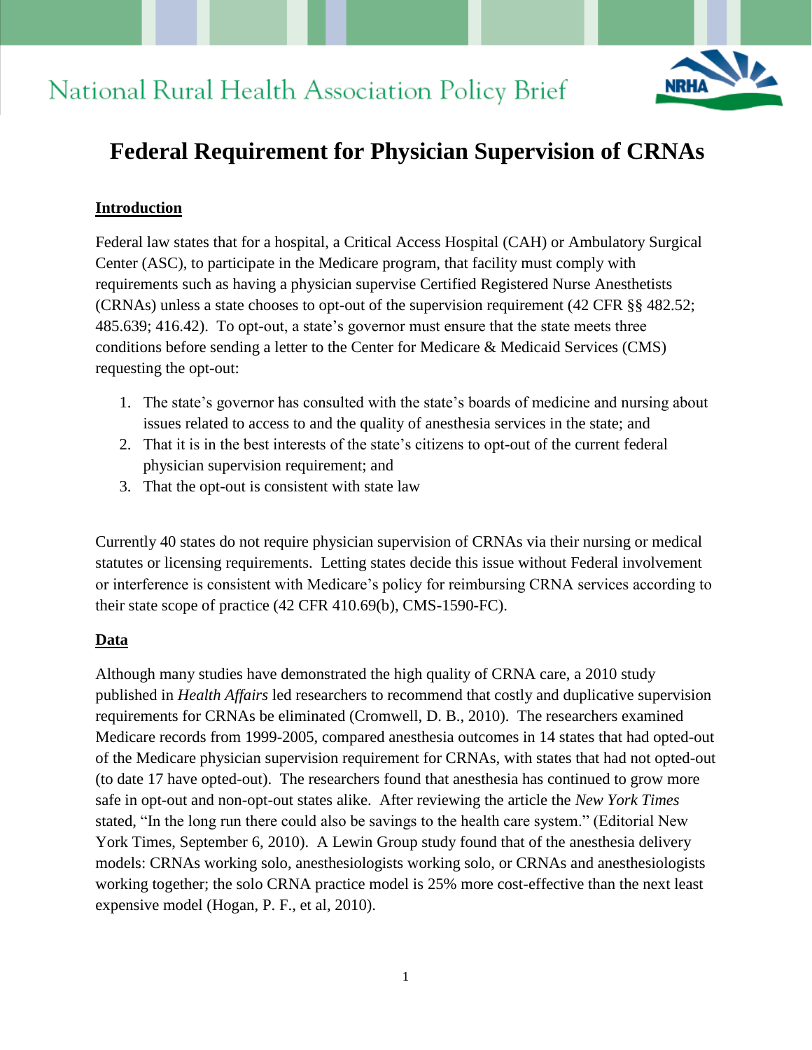National Rural Health Association Policy Brief

# Federal Requirement for Physician Supervision of CRNAs

## Introduction

Federal law states that for a hospital, a Critical Access Hospital (CAH) or Ambulatory Surgical Center (ASC), to participate in the Medicare program, that facility must comply with requirements such as having a physician supervise Certified Registered Nurse Anesthetists (CRNAs) unless a state chooses to opt-out of the supervision requirement (42 CFR §§ 482.52; 485.639; 416.42). To opt-out, a state's governor must ensure that the state meets three conditions before sending a letter to the Center for Medicare & Medicaid Services (CMS) requesting the opt-out:

1. The state's governor has consulted with the state's boards of medicine and nursing about issues related to access to and the quality of anesthesia services in the state; and
2. That it is in the best interests of the state's citizens to opt-out of the current federal physician supervision requirement; and
3. That the opt-out is consistent with state law

Currently 40 states do not require physician supervision of CRNAs via their nursing or medical statutes or licensing requirements. Letting states decide this issue without Federal involvement or interference is consistent with Medicare's policy for reimbursing CRNA services according to their state scope of practice (42 CFR 410.69(b), CMS-1590-FC).

## Data

Although many studies have demonstrated the high quality of CRNA care, a 2010 study published in *Health Affairs* led researchers to recommend that costly and duplicative supervision requirements for CRNAs be eliminated (Cromwell, D. B., 2010). The researchers examined Medicare records from 1999-2005, compared anesthesia outcomes in 14 states that had opted-out of the Medicare physician supervision requirement for CRNAs, with states that had not opted-out (to date 17 have opted-out). The researchers found that anesthesia has continued to grow more safe in opt-out and non-opt-out states alike. After reviewing the article the *New York Times* stated, "In the long run there could also be savings to the health care system." (Editorial New York Times, September 6, 2010). A Lewin Group study found that of the anesthesia delivery models: CRNAs working solo, anesthesiologists working solo, or CRNAs and anesthesiologists working together; the solo CRNA practice model is 25% more cost-effective than the next least expensive model (Hogan, P. F., et al, 2010).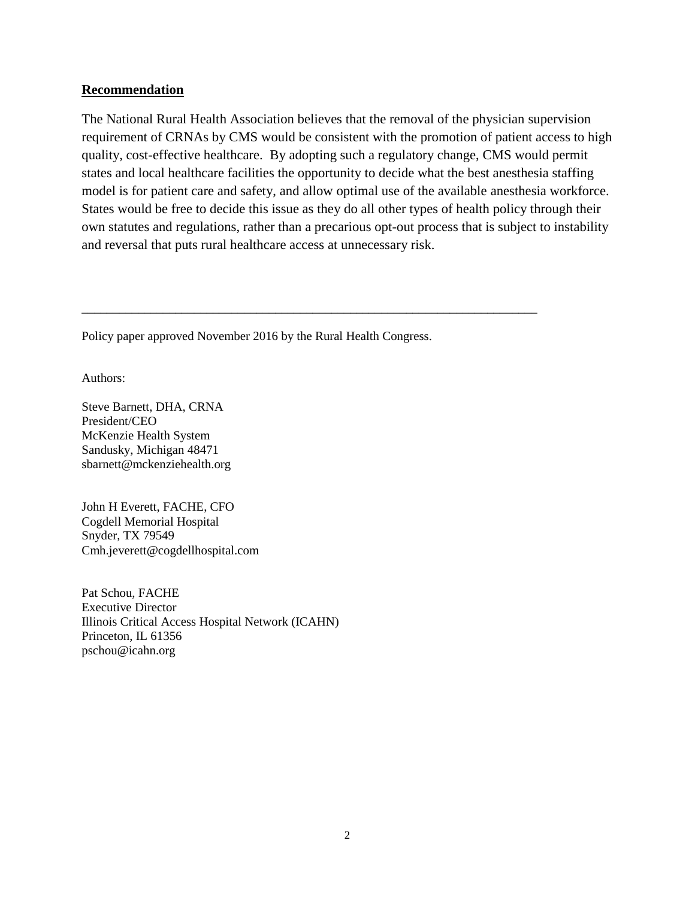## Recommendation

The National Rural Health Association believes that the removal of the physician supervision requirement of CRNAs by CMS would be consistent with the promotion of patient access to high quality, cost-effective healthcare. By adopting such a regulatory change, CMS would permit states and local healthcare facilities the opportunity to decide what the best anesthesia staffing model is for patient care and safety, and allow optimal use of the available anesthesia workforce. States would be free to decide this issue as they do all other types of health policy through their own statutes and regulations, rather than a precarious opt-out process that is subject to instability and reversal that puts rural healthcare access at unnecessary risk.

---

Policy paper approved November 2016 by the Rural Health Congress.

Authors:

Steve Barnett, DHA, CRNA
President/CEO
McKenzie Health System
Sandusky, Michigan 48471
sbarnett@mckenziehealth.org

John H Everett, FACHE, CFO
Cogdell Memorial Hospital
Snyder, TX 79549
Cmh.jeverett@cogdellhospital.com

Pat Schou, FACHE
Executive Director
Illinois Critical Access Hospital Network (ICAHN)
Princeton, IL 61356
pschou@icahn.org